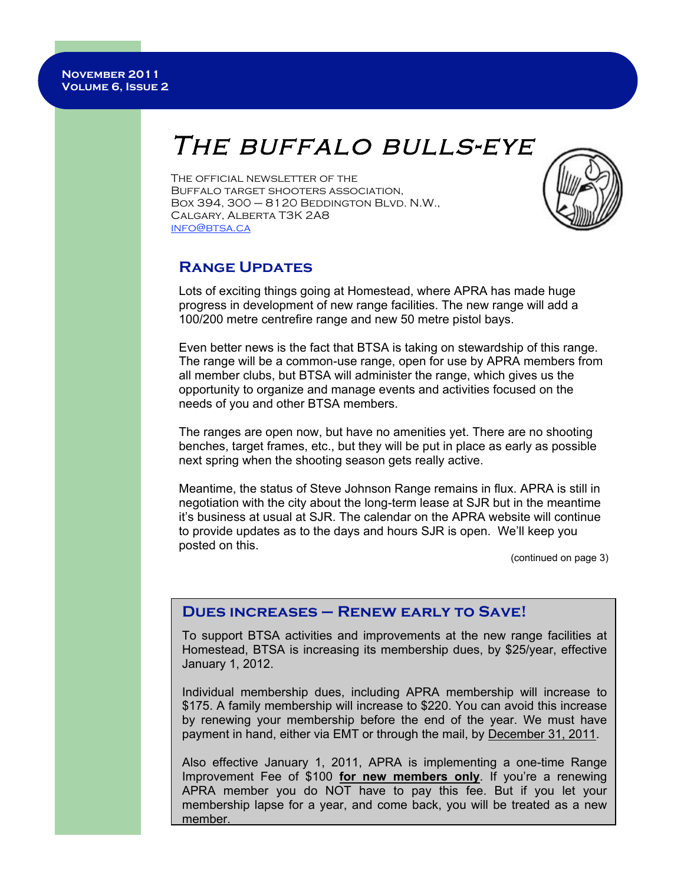November 2011
Volume 6, Issue 2

# The buffalo bulls-eye

The official newsletter of the
Buffalo target shooters association,
Box 394, 300 – 8120 Beddington Blvd. N.W.,
Calgary, Alberta T3K 2A8
info@btsa.ca

## Range Updates

Lots of exciting things going at Homestead, where APRA has made huge progress in development of new range facilities. The new range will add a 100/200 metre centrefire range and new 50 metre pistol bays.

Even better news is the fact that BTSA is taking on stewardship of this range. The range will be a common-use range, open for use by APRA members from all member clubs, but BTSA will administer the range, which gives us the opportunity to organize and manage events and activities focused on the needs of you and other BTSA members.

The ranges are open now, but have no amenities yet. There are no shooting benches, target frames, etc., but they will be put in place as early as possible next spring when the shooting season gets really active.

Meantime, the status of Steve Johnson Range remains in flux. APRA is still in negotiation with the city about the long-term lease at SJR but in the meantime it's business at usual at SJR. The calendar on the APRA website will continue to provide updates as to the days and hours SJR is open. We'll keep you posted on this.

(continued on page 3)

## Dues increases – Renew early to Save!

To support BTSA activities and improvements at the new range facilities at Homestead, BTSA is increasing its membership dues, by $25/year, effective January 1, 2012.

Individual membership dues, including APRA membership will increase to $175. A family membership will increase to $220. You can avoid this increase by renewing your membership before the end of the year. We must have payment in hand, either via EMT or through the mail, by December 31, 2011.

Also effective January 1, 2011, APRA is implementing a one-time Range Improvement Fee of $100 **for new members only**. If you're a renewing APRA member you do NOT have to pay this fee. But if you let your membership lapse for a year, and come back, you will be treated as a new member.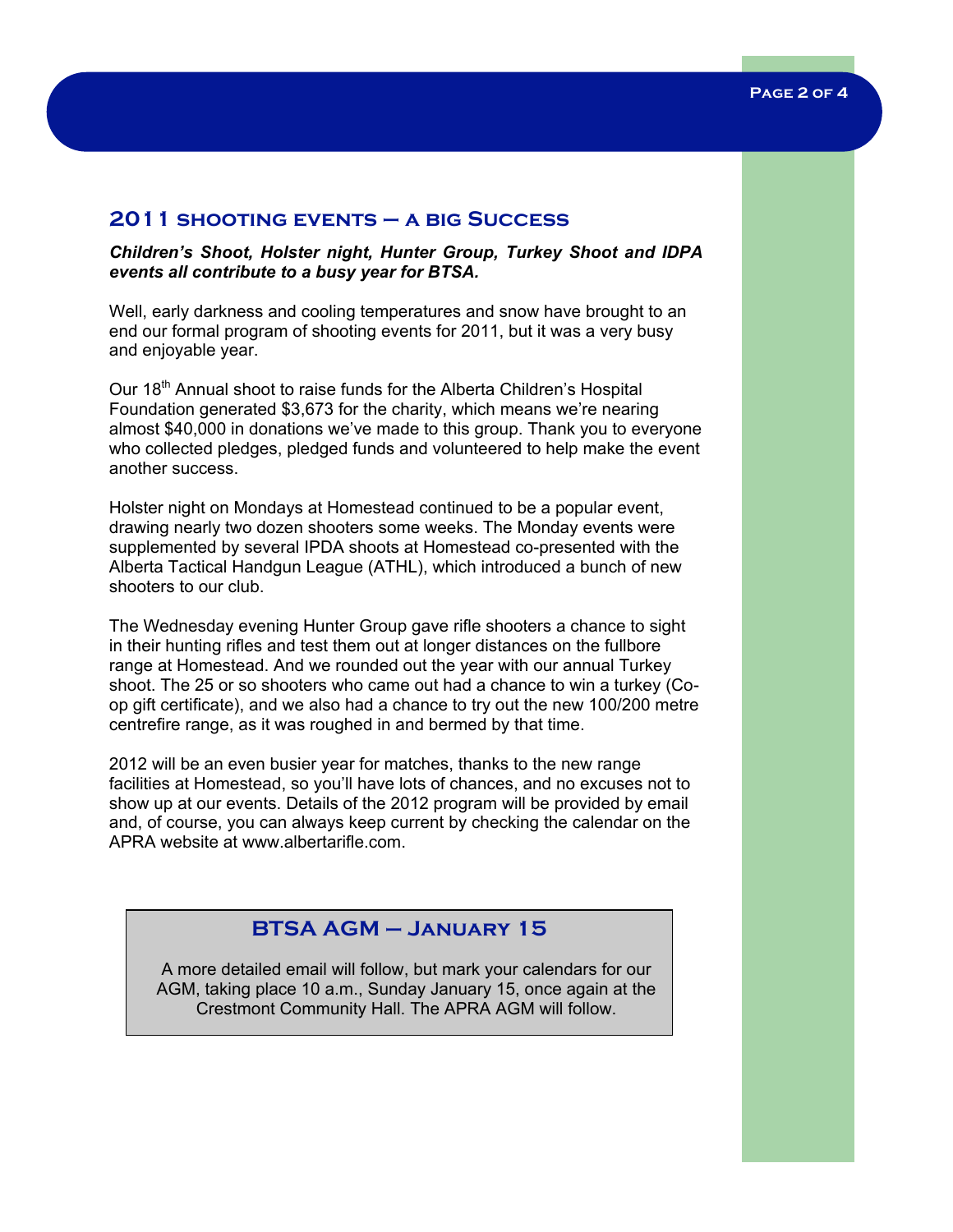## 2011 shooting events – a big Success

***Children's Shoot, Holster night, Hunter Group, Turkey Shoot and IDPA events all contribute to a busy year for BTSA.***

Well, early darkness and cooling temperatures and snow have brought to an end our formal program of shooting events for 2011, but it was a very busy and enjoyable year.

Our 18th Annual shoot to raise funds for the Alberta Children's Hospital Foundation generated $3,673 for the charity, which means we're nearing almost $40,000 in donations we've made to this group. Thank you to everyone who collected pledges, pledged funds and volunteered to help make the event another success.

Holster night on Mondays at Homestead continued to be a popular event, drawing nearly two dozen shooters some weeks. The Monday events were supplemented by several IPDA shoots at Homestead co-presented with the Alberta Tactical Handgun League (ATHL), which introduced a bunch of new shooters to our club.

The Wednesday evening Hunter Group gave rifle shooters a chance to sight in their hunting rifles and test them out at longer distances on the fullbore range at Homestead. And we rounded out the year with our annual Turkey shoot. The 25 or so shooters who came out had a chance to win a turkey (Co-op gift certificate), and we also had a chance to try out the new 100/200 metre centrefire range, as it was roughed in and bermed by that time.

2012 will be an even busier year for matches, thanks to the new range facilities at Homestead, so you'll have lots of chances, and no excuses not to show up at our events. Details of the 2012 program will be provided by email and, of course, you can always keep current by checking the calendar on the APRA website at www.albertarifle.com.

## BTSA AGM – January 15

A more detailed email will follow, but mark your calendars for our AGM, taking place 10 a.m., Sunday January 15, once again at the Crestmont Community Hall. The APRA AGM will follow.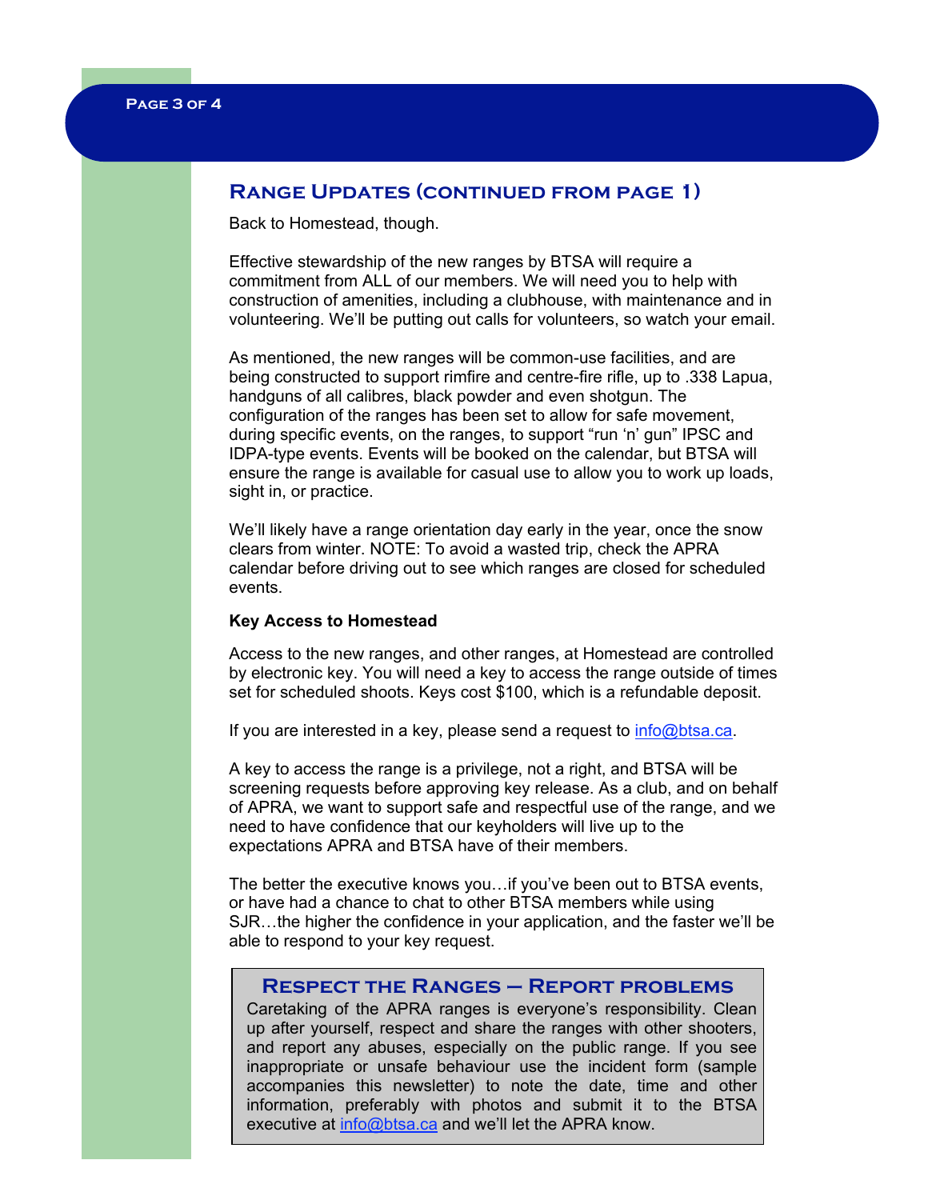## Range Updates (continued from page 1)

Back to Homestead, though.

Effective stewardship of the new ranges by BTSA will require a commitment from ALL of our members. We will need you to help with construction of amenities, including a clubhouse, with maintenance and in volunteering. We'll be putting out calls for volunteers, so watch your email.

As mentioned, the new ranges will be common-use facilities, and are being constructed to support rimfire and centre-fire rifle, up to .338 Lapua, handguns of all calibres, black powder and even shotgun. The configuration of the ranges has been set to allow for safe movement, during specific events, on the ranges, to support "run 'n' gun" IPSC and IDPA-type events. Events will be booked on the calendar, but BTSA will ensure the range is available for casual use to allow you to work up loads, sight in, or practice.

We'll likely have a range orientation day early in the year, once the snow clears from winter. NOTE: To avoid a wasted trip, check the APRA calendar before driving out to see which ranges are closed for scheduled events.

**Key Access to Homestead**

Access to the new ranges, and other ranges, at Homestead are controlled by electronic key. You will need a key to access the range outside of times set for scheduled shoots. Keys cost $100, which is a refundable deposit.

If you are interested in a key, please send a request to [info@btsa.ca](mailto:info@btsa.ca).

A key to access the range is a privilege, not a right, and BTSA will be screening requests before approving key release. As a club, and on behalf of APRA, we want to support safe and respectful use of the range, and we need to have confidence that our keyholders will live up to the expectations APRA and BTSA have of their members.

The better the executive knows you…if you've been out to BTSA events, or have had a chance to chat to other BTSA members while using SJR…the higher the confidence in your application, and the faster we'll be able to respond to your key request.

### Respect the Ranges – Report problems

Caretaking of the APRA ranges is everyone's responsibility. Clean up after yourself, respect and share the ranges with other shooters, and report any abuses, especially on the public range. If you see inappropriate or unsafe behaviour use the incident form (sample accompanies this newsletter) to note the date, time and other information, preferably with photos and submit it to the BTSA executive at [info@btsa.ca](mailto:info@btsa.ca) and we'll let the APRA know.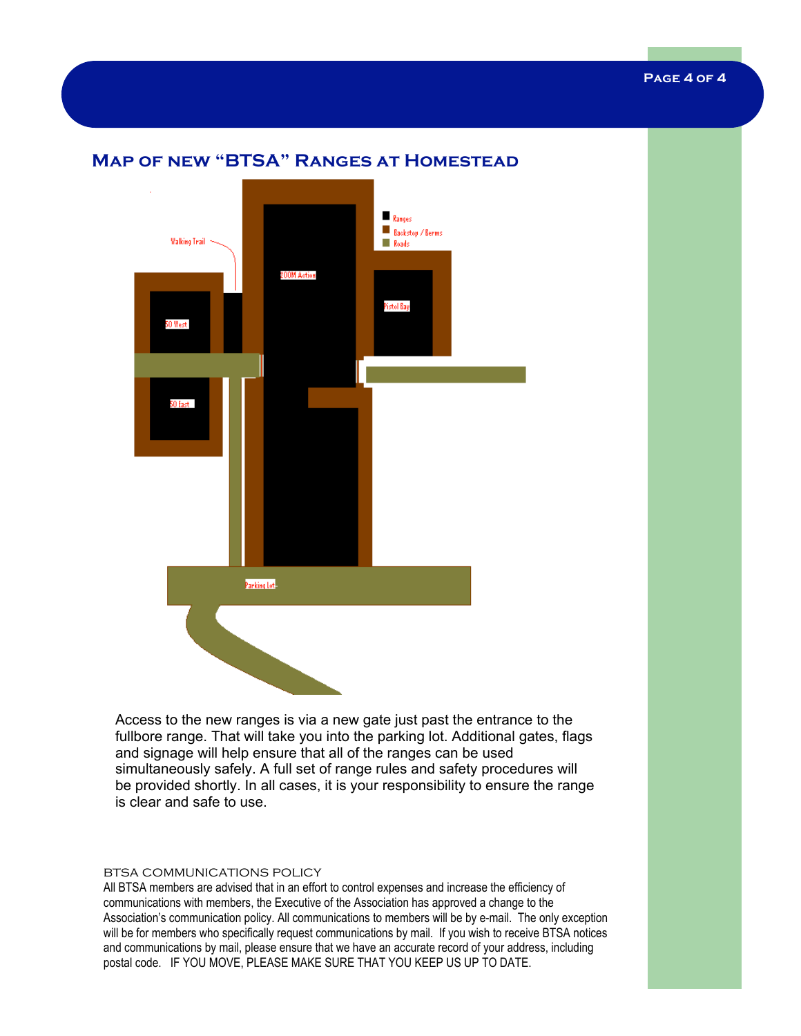## Map of new "BTSA" Ranges at Homestead

Ranges
Backstop / Berms
Roads
Walking Trail
200M Action
Pistol Bay
50 West
50 East
Parking Lot

Access to the new ranges is via a new gate just past the entrance to the fullbore range. That will take you into the parking lot. Additional gates, flags and signage will help ensure that all of the ranges can be used simultaneously safely. A full set of range rules and safety procedures will be provided shortly. In all cases, it is your responsibility to ensure the range is clear and safe to use.

### BTSA COMMUNICATIONS POLICY

All BTSA members are advised that in an effort to control expenses and increase the efficiency of communications with members, the Executive of the Association has approved a change to the Association's communication policy. All communications to members will be by e-mail. The only exception will be for members who specifically request communications by mail. If you wish to receive BTSA notices and communications by mail, please ensure that we have an accurate record of your address, including postal code. IF YOU MOVE, PLEASE MAKE SURE THAT YOU KEEP US UP TO DATE.